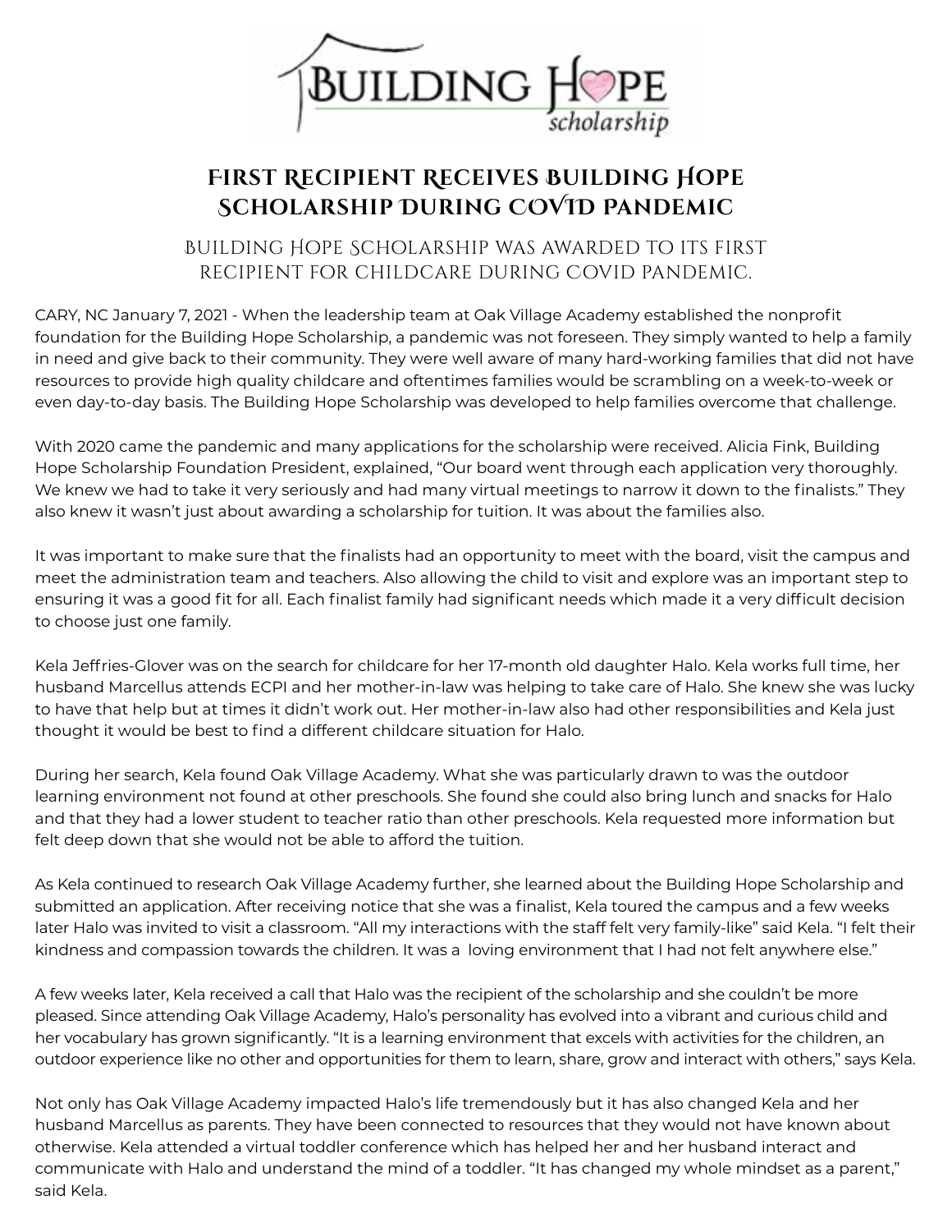# First Recipient Receives Building Hope Scholarship During COVID Pandemic

## Building Hope Scholarship was awarded to its first recipient for childcare during COVID pandemic.

CARY, NC January 7, 2021 - When the leadership team at Oak Village Academy established the nonprofit foundation for the Building Hope Scholarship, a pandemic was not foreseen. They simply wanted to help a family in need and give back to their community. They were well aware of many hard-working families that did not have resources to provide high quality childcare and oftentimes families would be scrambling on a week-to-week or even day-to-day basis. The Building Hope Scholarship was developed to help families overcome that challenge.

With 2020 came the pandemic and many applications for the scholarship were received. Alicia Fink, Building Hope Scholarship Foundation President, explained, "Our board went through each application very thoroughly. We knew we had to take it very seriously and had many virtual meetings to narrow it down to the finalists." They also knew it wasn't just about awarding a scholarship for tuition. It was about the families also.

It was important to make sure that the finalists had an opportunity to meet with the board, visit the campus and meet the administration team and teachers. Also allowing the child to visit and explore was an important step to ensuring it was a good fit for all. Each finalist family had significant needs which made it a very difficult decision to choose just one family.

Kela Jeffries-Glover was on the search for childcare for her 17-month old daughter Halo. Kela works full time, her husband Marcellus attends ECPI and her mother-in-law was helping to take care of Halo. She knew she was lucky to have that help but at times it didn't work out. Her mother-in-law also had other responsibilities and Kela just thought it would be best to find a different childcare situation for Halo.

During her search, Kela found Oak Village Academy. What she was particularly drawn to was the outdoor learning environment not found at other preschools. She found she could also bring lunch and snacks for Halo and that they had a lower student to teacher ratio than other preschools. Kela requested more information but felt deep down that she would not be able to afford the tuition.

As Kela continued to research Oak Village Academy further, she learned about the Building Hope Scholarship and submitted an application. After receiving notice that she was a finalist, Kela toured the campus and a few weeks later Halo was invited to visit a classroom. "All my interactions with the staff felt very family-like" said Kela. "I felt their kindness and compassion towards the children. It was a loving environment that I had not felt anywhere else."

A few weeks later, Kela received a call that Halo was the recipient of the scholarship and she couldn't be more pleased. Since attending Oak Village Academy, Halo's personality has evolved into a vibrant and curious child and her vocabulary has grown significantly. "It is a learning environment that excels with activities for the children, an outdoor experience like no other and opportunities for them to learn, share, grow and interact with others," says Kela.

Not only has Oak Village Academy impacted Halo's life tremendously but it has also changed Kela and her husband Marcellus as parents. They have been connected to resources that they would not have known about otherwise. Kela attended a virtual toddler conference which has helped her and her husband interact and communicate with Halo and understand the mind of a toddler. "It has changed my whole mindset as a parent," said Kela.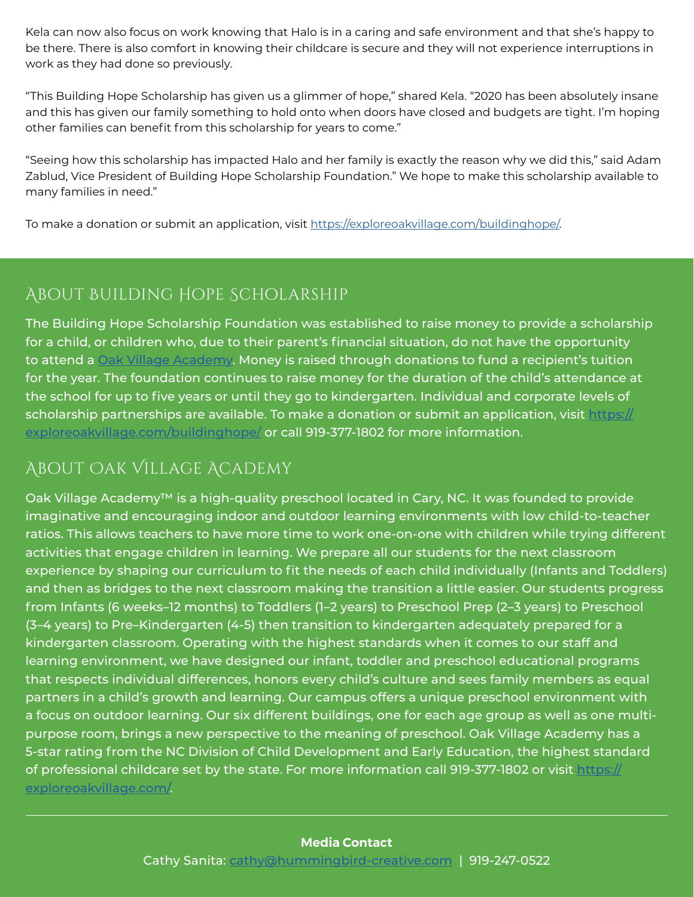Kela can now also focus on work knowing that Halo is in a caring and safe environment and that she's happy to be there. There is also comfort in knowing their childcare is secure and they will not experience interruptions in work as they had done so previously.

"This Building Hope Scholarship has given us a glimmer of hope," shared Kela. "2020 has been absolutely insane and this has given our family something to hold onto when doors have closed and budgets are tight. I'm hoping other families can benefit from this scholarship for years to come."

"Seeing how this scholarship has impacted Halo and her family is exactly the reason why we did this," said Adam Zablud, Vice President of Building Hope Scholarship Foundation." We hope to make this scholarship available to many families in need."

To make a donation or submit an application, visit [https://exploreoakvillage.com/buildinghope/](https://exploreoakvillage.com/buildinghope/).

## About Building Hope Scholarship

The Building Hope Scholarship Foundation was established to raise money to provide a scholarship for a child, or children who, due to their parent's financial situation, do not have the opportunity to attend a [Oak Village Academy](https://exploreoakvillage.com/). Money is raised through donations to fund a recipient's tuition for the year. The foundation continues to raise money for the duration of the child's attendance at the school for up to five years or until they go to kindergarten. Individual and corporate levels of scholarship partnerships are available. To make a donation or submit an application, visit [https://exploreoakvillage.com/buildinghope/](https://exploreoakvillage.com/buildinghope/) or call 919-377-1802 for more information.

## About Oak Village Academy

Oak Village Academy™ is a high-quality preschool located in Cary, NC. It was founded to provide imaginative and encouraging indoor and outdoor learning environments with low child-to-teacher ratios. This allows teachers to have more time to work one-on-one with children while trying different activities that engage children in learning. We prepare all our students for the next classroom experience by shaping our curriculum to fit the needs of each child individually (Infants and Toddlers) and then as bridges to the next classroom making the transition a little easier. Our students progress from Infants (6 weeks–12 months) to Toddlers (1–2 years) to Preschool Prep (2–3 years) to Preschool (3–4 years) to Pre–Kindergarten (4-5) then transition to kindergarten adequately prepared for a kindergarten classroom. Operating with the highest standards when it comes to our staff and learning environment, we have designed our infant, toddler and preschool educational programs that respects individual differences, honors every child's culture and sees family members as equal partners in a child's growth and learning. Our campus offers a unique preschool environment with a focus on outdoor learning. Our six different buildings, one for each age group as well as one multi-purpose room, brings a new perspective to the meaning of preschool. Oak Village Academy has a 5-star rating from the NC Division of Child Development and Early Education, the highest standard of professional childcare set by the state. For more information call 919-377-1802 or visit [https://exploreoakvillage.com/](https://exploreoakvillage.com/).

---

**Media Contact**

Cathy Sanita: [cathy@hummingbird-creative.com](mailto:cathy@hummingbird-creative.com) | 919-247-0522